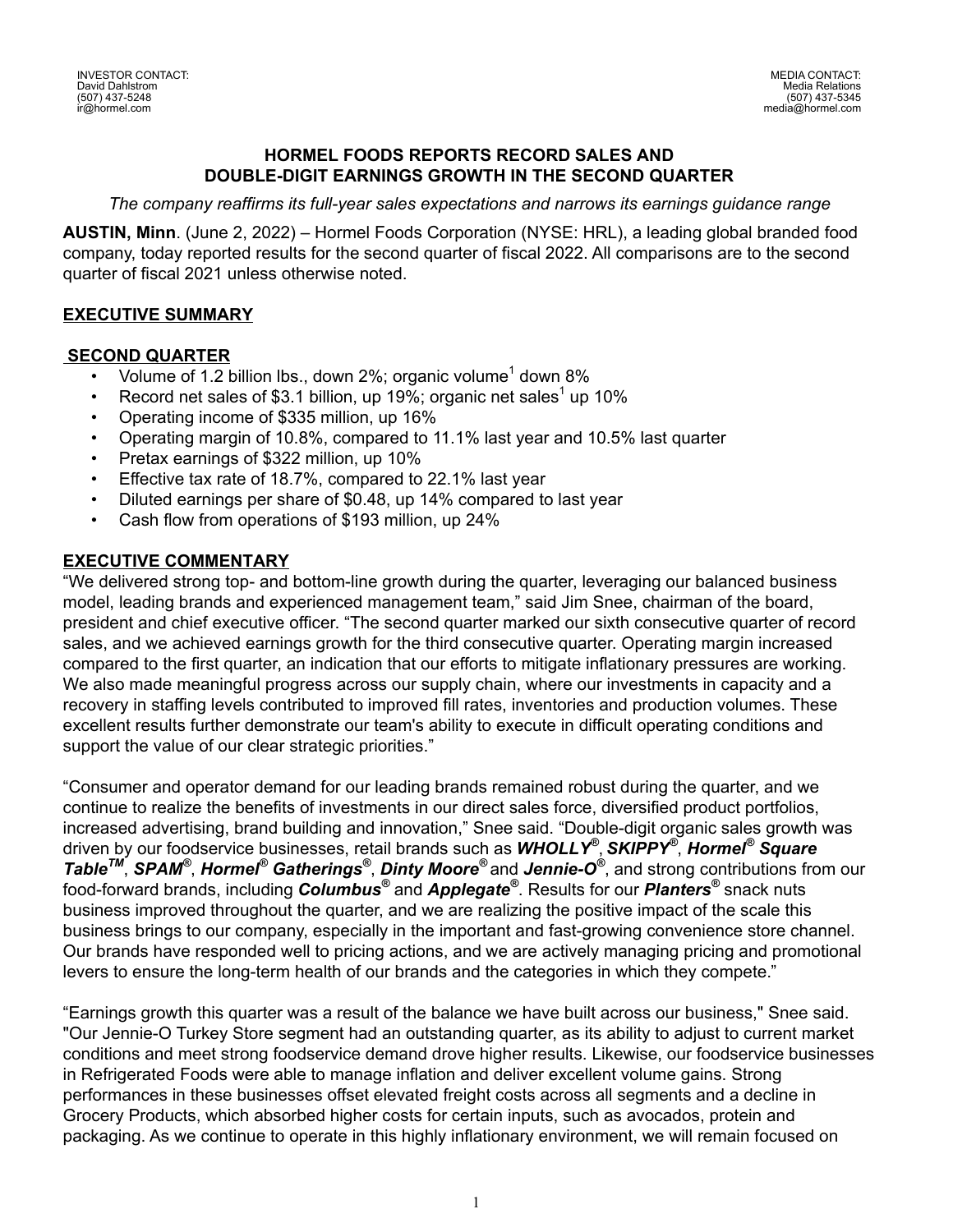INVESTOR CONTACT:
David Dahlstrom
(507) 437-5248
ir@hormel.com

MEDIA CONTACT:
Media Relations
(507) 437-5345
media@hormel.com

# HORMEL FOODS REPORTS RECORD SALES AND DOUBLE-DIGIT EARNINGS GROWTH IN THE SECOND QUARTER

*The company reaffirms its full-year sales expectations and narrows its earnings guidance range*

**AUSTIN, Minn**. (June 2, 2022) – Hormel Foods Corporation (NYSE: HRL), a leading global branded food company, today reported results for the second quarter of fiscal 2022. All comparisons are to the second quarter of fiscal 2021 unless otherwise noted.

## EXECUTIVE SUMMARY

### SECOND QUARTER

- Volume of 1.2 billion lbs., down 2%; organic volume[1] down 8%
- Record net sales of $3.1 billion, up 19%; organic net sales[1] up 10%
- Operating income of $335 million, up 16%
- Operating margin of 10.8%, compared to 11.1% last year and 10.5% last quarter
- Pretax earnings of $322 million, up 10%
- Effective tax rate of 18.7%, compared to 22.1% last year
- Diluted earnings per share of $0.48, up 14% compared to last year
- Cash flow from operations of $193 million, up 24%

## EXECUTIVE COMMENTARY

"We delivered strong top- and bottom-line growth during the quarter, leveraging our balanced business model, leading brands and experienced management team," said Jim Snee, chairman of the board, president and chief executive officer. "The second quarter marked our sixth consecutive quarter of record sales, and we achieved earnings growth for the third consecutive quarter. Operating margin increased compared to the first quarter, an indication that our efforts to mitigate inflationary pressures are working. We also made meaningful progress across our supply chain, where our investments in capacity and a recovery in staffing levels contributed to improved fill rates, inventories and production volumes. These excellent results further demonstrate our team's ability to execute in difficult operating conditions and support the value of our clear strategic priorities."

"Consumer and operator demand for our leading brands remained robust during the quarter, and we continue to realize the benefits of investments in our direct sales force, diversified product portfolios, increased advertising, brand building and innovation," Snee said. "Double-digit organic sales growth was driven by our foodservice businesses, retail brands such as ***WHOLLY®***, ***SKIPPY®***, ***Hormel® Square Table™***, ***SPAM®***, ***Hormel® Gatherings®***, ***Dinty Moore®*** and ***Jennie-O®***, and strong contributions from our food-forward brands, including ***Columbus®*** and ***Applegate®***. Results for our ***Planters®*** snack nuts business improved throughout the quarter, and we are realizing the positive impact of the scale this business brings to our company, especially in the important and fast-growing convenience store channel. Our brands have responded well to pricing actions, and we are actively managing pricing and promotional levers to ensure the long-term health of our brands and the categories in which they compete."

"Earnings growth this quarter was a result of the balance we have built across our business," Snee said. "Our Jennie-O Turkey Store segment had an outstanding quarter, as its ability to adjust to current market conditions and meet strong foodservice demand drove higher results. Likewise, our foodservice businesses in Refrigerated Foods were able to manage inflation and deliver excellent volume gains. Strong performances in these businesses offset elevated freight costs across all segments and a decline in Grocery Products, which absorbed higher costs for certain inputs, such as avocados, protein and packaging. As we continue to operate in this highly inflationary environment, we will remain focused on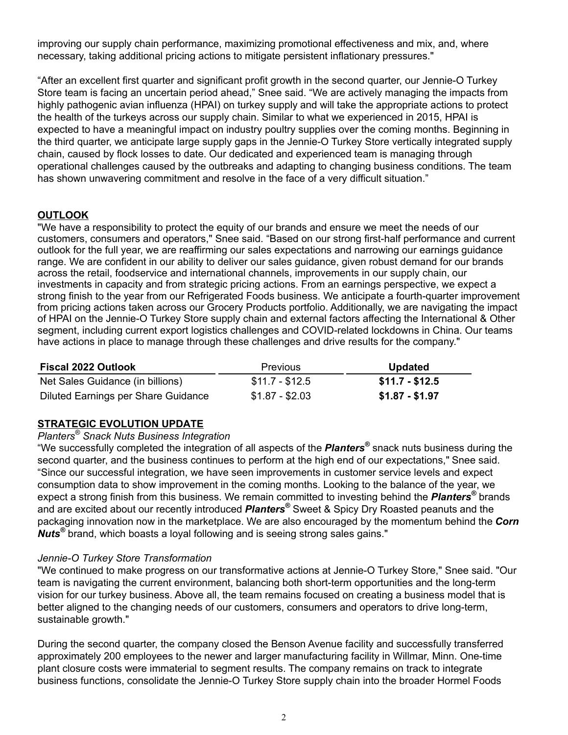improving our supply chain performance, maximizing promotional effectiveness and mix, and, where necessary, taking additional pricing actions to mitigate persistent inflationary pressures."

“After an excellent first quarter and significant profit growth in the second quarter, our Jennie-O Turkey Store team is facing an uncertain period ahead,” Snee said. “We are actively managing the impacts from highly pathogenic avian influenza (HPAI) on turkey supply and will take the appropriate actions to protect the health of the turkeys across our supply chain. Similar to what we experienced in 2015, HPAI is expected to have a meaningful impact on industry poultry supplies over the coming months. Beginning in the third quarter, we anticipate large supply gaps in the Jennie-O Turkey Store vertically integrated supply chain, caused by flock losses to date. Our dedicated and experienced team is managing through operational challenges caused by the outbreaks and adapting to changing business conditions. The team has shown unwavering commitment and resolve in the face of a very difficult situation.”

## OUTLOOK

"We have a responsibility to protect the equity of our brands and ensure we meet the needs of our customers, consumers and operators," Snee said. “Based on our strong first-half performance and current outlook for the full year, we are reaffirming our sales expectations and narrowing our earnings guidance range. We are confident in our ability to deliver our sales guidance, given robust demand for our brands across the retail, foodservice and international channels, improvements in our supply chain, our investments in capacity and from strategic pricing actions. From an earnings perspective, we expect a strong finish to the year from our Refrigerated Foods business. We anticipate a fourth-quarter improvement from pricing actions taken across our Grocery Products portfolio. Additionally, we are navigating the impact of HPAI on the Jennie-O Turkey Store supply chain and external factors affecting the International & Other segment, including current export logistics challenges and COVID-related lockdowns in China. Our teams have actions in place to manage through these challenges and drive results for the company."

| Fiscal 2022 Outlook | Previous | Updated |
|---|---|---|
| Net Sales Guidance (in billions) | $11.7 - $12.5 | **$11.7 - $12.5** |
| Diluted Earnings per Share Guidance | $1.87 - $2.03 | **$1.87 - $1.97** |

## STRATEGIC EVOLUTION UPDATE

*Planters® Snack Nuts Business Integration*

“We successfully completed the integration of all aspects of the ***Planters®*** snack nuts business during the second quarter, and the business continues to perform at the high end of our expectations," Snee said. “Since our successful integration, we have seen improvements in customer service levels and expect consumption data to show improvement in the coming months. Looking to the balance of the year, we expect a strong finish from this business. We remain committed to investing behind the ***Planters®*** brands and are excited about our recently introduced ***Planters®*** Sweet & Spicy Dry Roasted peanuts and the packaging innovation now in the marketplace. We are also encouraged by the momentum behind the ***Corn Nuts®*** brand, which boasts a loyal following and is seeing strong sales gains."

*Jennie-O Turkey Store Transformation*

"We continued to make progress on our transformative actions at Jennie-O Turkey Store," Snee said. "Our team is navigating the current environment, balancing both short-term opportunities and the long-term vision for our turkey business. Above all, the team remains focused on creating a business model that is better aligned to the changing needs of our customers, consumers and operators to drive long-term, sustainable growth."

During the second quarter, the company closed the Benson Avenue facility and successfully transferred approximately 200 employees to the newer and larger manufacturing facility in Willmar, Minn. One-time plant closure costs were immaterial to segment results. The company remains on track to integrate business functions, consolidate the Jennie-O Turkey Store supply chain into the broader Hormel Foods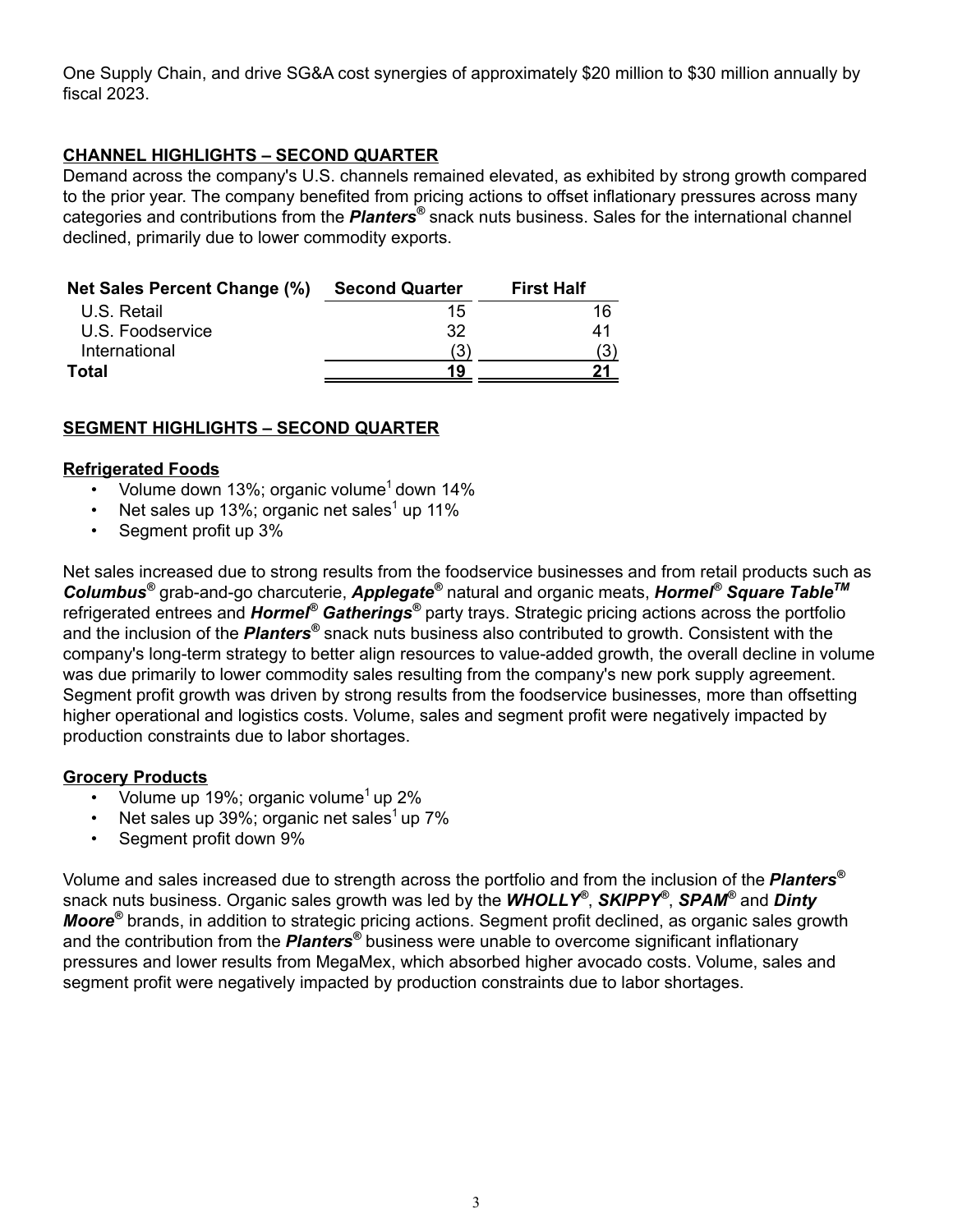One Supply Chain, and drive SG&A cost synergies of approximately $20 million to $30 million annually by fiscal 2023.

## CHANNEL HIGHLIGHTS – SECOND QUARTER

Demand across the company's U.S. channels remained elevated, as exhibited by strong growth compared to the prior year. The company benefited from pricing actions to offset inflationary pressures across many categories and contributions from the ***Planters®*** snack nuts business. Sales for the international channel declined, primarily due to lower commodity exports.

| Net Sales Percent Change (%) | Second Quarter | First Half |
|---|---|---|
| U.S. Retail | 15 | 16 |
| U.S. Foodservice | 32 | 41 |
| International | (3) | (3) |
| **Total** | **19** | **21** |

## SEGMENT HIGHLIGHTS – SECOND QUARTER

### Refrigerated Foods

- Volume down 13%; organic volume[1] down 14%
- Net sales up 13%; organic net sales[1] up 11%
- Segment profit up 3%

Net sales increased due to strong results from the foodservice businesses and from retail products such as ***Columbus®*** grab-and-go charcuterie, ***Applegate®*** natural and organic meats, ***Hormel® Square Table™*** refrigerated entrees and ***Hormel® Gatherings®*** party trays. Strategic pricing actions across the portfolio and the inclusion of the ***Planters®*** snack nuts business also contributed to growth. Consistent with the company's long-term strategy to better align resources to value-added growth, the overall decline in volume was due primarily to lower commodity sales resulting from the company's new pork supply agreement. Segment profit growth was driven by strong results from the foodservice businesses, more than offsetting higher operational and logistics costs. Volume, sales and segment profit were negatively impacted by production constraints due to labor shortages.

### Grocery Products

- Volume up 19%; organic volume[1] up 2%
- Net sales up 39%; organic net sales[1] up 7%
- Segment profit down 9%

Volume and sales increased due to strength across the portfolio and from the inclusion of the ***Planters®*** snack nuts business. Organic sales growth was led by the ***WHOLLY®***, ***SKIPPY®***, ***SPAM®*** and ***Dinty Moore®*** brands, in addition to strategic pricing actions. Segment profit declined, as organic sales growth and the contribution from the ***Planters®*** business were unable to overcome significant inflationary pressures and lower results from MegaMex, which absorbed higher avocado costs. Volume, sales and segment profit were negatively impacted by production constraints due to labor shortages.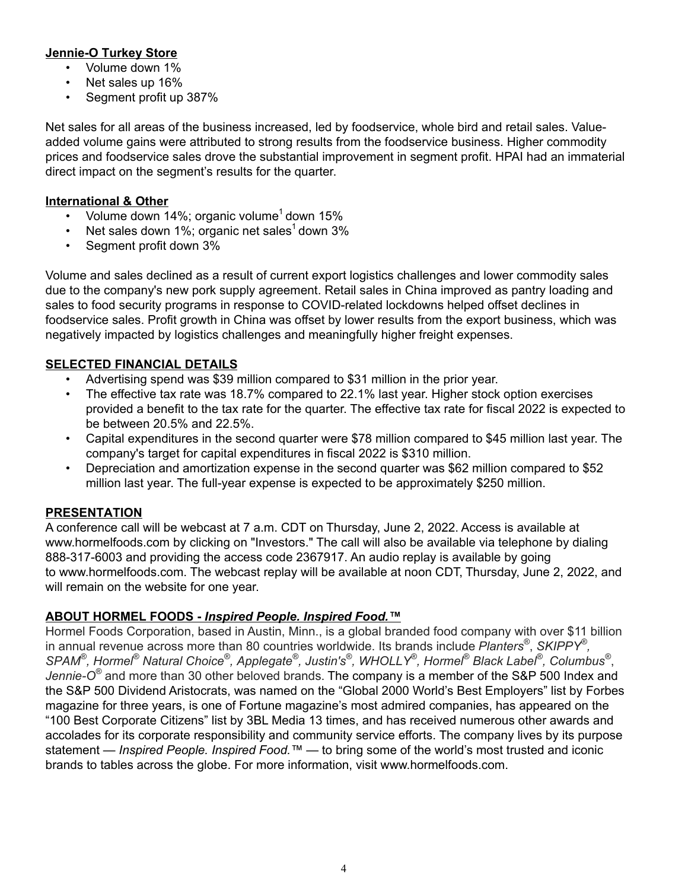**Jennie-O Turkey Store**

- Volume down 1%
- Net sales up 16%
- Segment profit up 387%

Net sales for all areas of the business increased, led by foodservice, whole bird and retail sales. Value-added volume gains were attributed to strong results from the foodservice business. Higher commodity prices and foodservice sales drove the substantial improvement in segment profit. HPAI had an immaterial direct impact on the segment's results for the quarter.

**International & Other**

- Volume down 14%; organic volume[1] down 15%
- Net sales down 1%; organic net sales[1] down 3%
- Segment profit down 3%

Volume and sales declined as a result of current export logistics challenges and lower commodity sales due to the company's new pork supply agreement. Retail sales in China improved as pantry loading and sales to food security programs in response to COVID-related lockdowns helped offset declines in foodservice sales. Profit growth in China was offset by lower results from the export business, which was negatively impacted by logistics challenges and meaningfully higher freight expenses.

**SELECTED FINANCIAL DETAILS**

- Advertising spend was $39 million compared to $31 million in the prior year.
- The effective tax rate was 18.7% compared to 22.1% last year. Higher stock option exercises provided a benefit to the tax rate for the quarter. The effective tax rate for fiscal 2022 is expected to be between 20.5% and 22.5%.
- Capital expenditures in the second quarter were $78 million compared to $45 million last year. The company's target for capital expenditures in fiscal 2022 is $310 million.
- Depreciation and amortization expense in the second quarter was $62 million compared to $52 million last year. The full-year expense is expected to be approximately $250 million.

**PRESENTATION**

A conference call will be webcast at 7 a.m. CDT on Thursday, June 2, 2022. Access is available at www.hormelfoods.com by clicking on "Investors." The call will also be available via telephone by dialing 888-317-6003 and providing the access code 2367917. An audio replay is available by going to www.hormelfoods.com. The webcast replay will be available at noon CDT, Thursday, June 2, 2022, and will remain on the website for one year.

**ABOUT HORMEL FOODS - *Inspired People. Inspired Food.™***

Hormel Foods Corporation, based in Austin, Minn., is a global branded food company with over $11 billion in annual revenue across more than 80 countries worldwide. Its brands include *Planters®*, *SKIPPY®, SPAM®, Hormel® Natural Choice®, Applegate®, Justin's®, WHOLLY®, Hormel® Black Label®, Columbus®*, *Jennie-O®* and more than 30 other beloved brands. The company is a member of the S&P 500 Index and the S&P 500 Dividend Aristocrats, was named on the "Global 2000 World's Best Employers" list by Forbes magazine for three years, is one of Fortune magazine's most admired companies, has appeared on the "100 Best Corporate Citizens" list by 3BL Media 13 times, and has received numerous other awards and accolades for its corporate responsibility and community service efforts. The company lives by its purpose statement — *Inspired People. Inspired Food.™* — to bring some of the world's most trusted and iconic brands to tables across the globe. For more information, visit www.hormelfoods.com.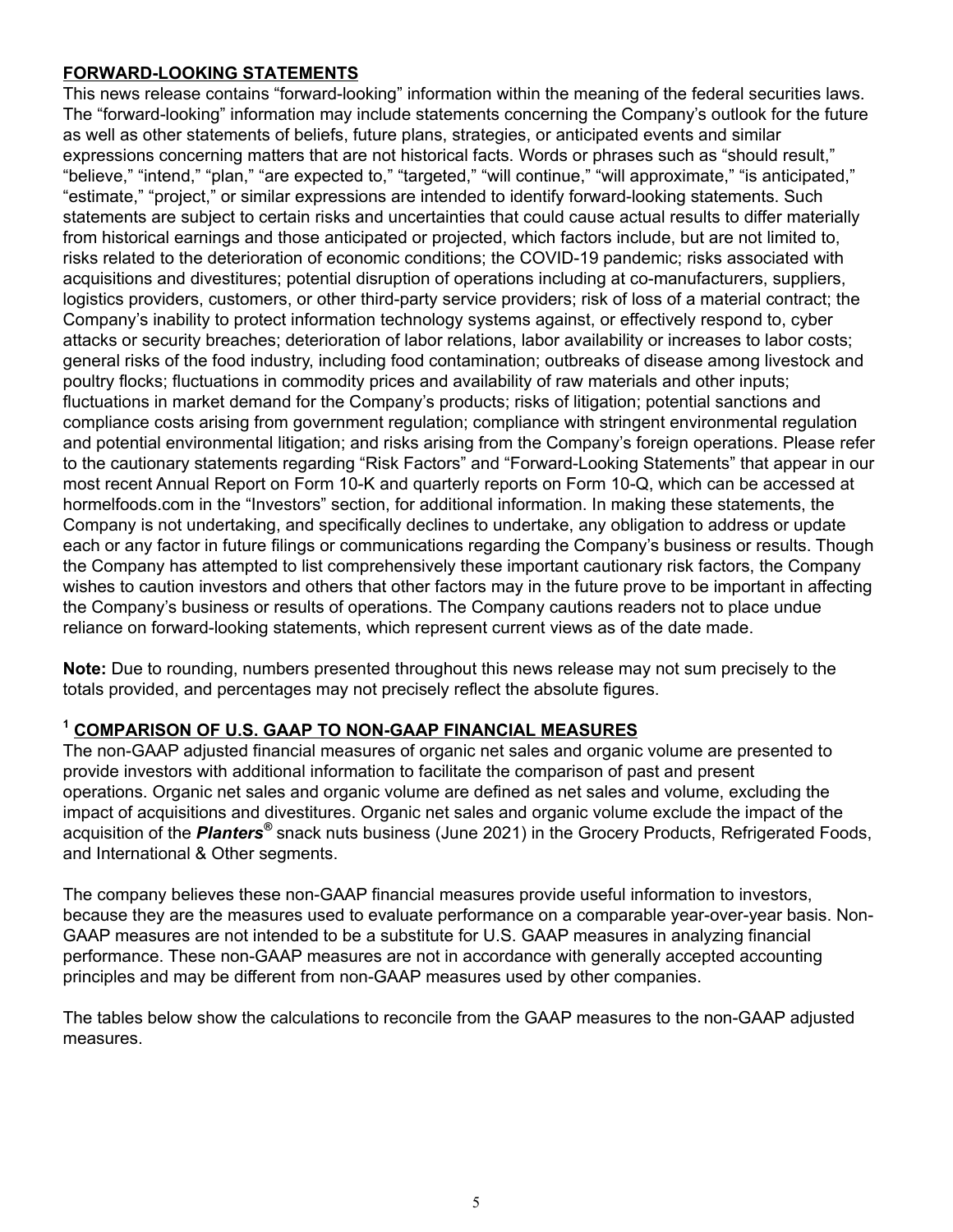## FORWARD-LOOKING STATEMENTS

This news release contains "forward-looking" information within the meaning of the federal securities laws. The "forward-looking" information may include statements concerning the Company's outlook for the future as well as other statements of beliefs, future plans, strategies, or anticipated events and similar expressions concerning matters that are not historical facts. Words or phrases such as "should result," "believe," "intend," "plan," "are expected to," "targeted," "will continue," "will approximate," "is anticipated," "estimate," "project," or similar expressions are intended to identify forward-looking statements. Such statements are subject to certain risks and uncertainties that could cause actual results to differ materially from historical earnings and those anticipated or projected, which factors include, but are not limited to, risks related to the deterioration of economic conditions; the COVID-19 pandemic; risks associated with acquisitions and divestitures; potential disruption of operations including at co-manufacturers, suppliers, logistics providers, customers, or other third-party service providers; risk of loss of a material contract; the Company's inability to protect information technology systems against, or effectively respond to, cyber attacks or security breaches; deterioration of labor relations, labor availability or increases to labor costs; general risks of the food industry, including food contamination; outbreaks of disease among livestock and poultry flocks; fluctuations in commodity prices and availability of raw materials and other inputs; fluctuations in market demand for the Company's products; risks of litigation; potential sanctions and compliance costs arising from government regulation; compliance with stringent environmental regulation and potential environmental litigation; and risks arising from the Company's foreign operations. Please refer to the cautionary statements regarding "Risk Factors" and "Forward-Looking Statements" that appear in our most recent Annual Report on Form 10-K and quarterly reports on Form 10-Q, which can be accessed at hormelfoods.com in the "Investors" section, for additional information. In making these statements, the Company is not undertaking, and specifically declines to undertake, any obligation to address or update each or any factor in future filings or communications regarding the Company's business or results. Though the Company has attempted to list comprehensively these important cautionary risk factors, the Company wishes to caution investors and others that other factors may in the future prove to be important in affecting the Company's business or results of operations. The Company cautions readers not to place undue reliance on forward-looking statements, which represent current views as of the date made.

**Note:** Due to rounding, numbers presented throughout this news release may not sum precisely to the totals provided, and percentages may not precisely reflect the absolute figures.

## [1] COMPARISON OF U.S. GAAP TO NON-GAAP FINANCIAL MEASURES

The non-GAAP adjusted financial measures of organic net sales and organic volume are presented to provide investors with additional information to facilitate the comparison of past and present operations. Organic net sales and organic volume are defined as net sales and volume, excluding the impact of acquisitions and divestitures. Organic net sales and organic volume exclude the impact of the acquisition of the ***Planters®*** snack nuts business (June 2021) in the Grocery Products, Refrigerated Foods, and International & Other segments.

The company believes these non-GAAP financial measures provide useful information to investors, because they are the measures used to evaluate performance on a comparable year-over-year basis. Non-GAAP measures are not intended to be a substitute for U.S. GAAP measures in analyzing financial performance. These non-GAAP measures are not in accordance with generally accepted accounting principles and may be different from non-GAAP measures used by other companies.

The tables below show the calculations to reconcile from the GAAP measures to the non-GAAP adjusted measures.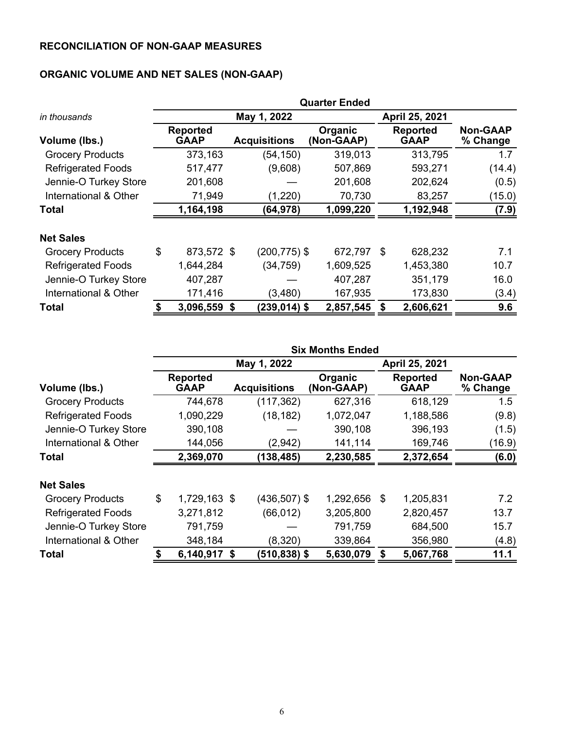**RECONCILIATION OF NON-GAAP MEASURES**

**ORGANIC VOLUME AND NET SALES (NON-GAAP)**

| | Quarter Ended | | | | |
|---|---|---|---|---|---|
| *in thousands* | May 1, 2022 | | | April 25, 2021 | |
| **Volume (lbs.)** | **Reported GAAP** | **Acquisitions** | **Organic (Non-GAAP)** | **Reported GAAP** | **Non-GAAP % Change** |
| Grocery Products | 373,163 | (54,150) | 319,013 | 313,795 | 1.7 |
| Refrigerated Foods | 517,477 | (9,608) | 507,869 | 593,271 | (14.4) |
| Jennie-O Turkey Store | 201,608 | — | 201,608 | 202,624 | (0.5) |
| International & Other | 71,949 | (1,220) | 70,730 | 83,257 | (15.0) |
| **Total** | **1,164,198** | **(64,978)** | **1,099,220** | **1,192,948** | **(7.9)** |
| **Net Sales** | | | | | |
| Grocery Products | $ 873,572 | $ (200,775) | $ 672,797 | $ 628,232 | 7.1 |
| Refrigerated Foods | 1,644,284 | (34,759) | 1,609,525 | 1,453,380 | 10.7 |
| Jennie-O Turkey Store | 407,287 | — | 407,287 | 351,179 | 16.0 |
| International & Other | 171,416 | (3,480) | 167,935 | 173,830 | (3.4) |
| **Total** | **$ 3,096,559** | **$ (239,014)** | **$ 2,857,545** | **$ 2,606,621** | **9.6** |

| | Six Months Ended | | | | |
|---|---|---|---|---|---|
| | May 1, 2022 | | | April 25, 2021 | |
| **Volume (lbs.)** | **Reported GAAP** | **Acquisitions** | **Organic (Non-GAAP)** | **Reported GAAP** | **Non-GAAP % Change** |
| Grocery Products | 744,678 | (117,362) | 627,316 | 618,129 | 1.5 |
| Refrigerated Foods | 1,090,229 | (18,182) | 1,072,047 | 1,188,586 | (9.8) |
| Jennie-O Turkey Store | 390,108 | — | 390,108 | 396,193 | (1.5) |
| International & Other | 144,056 | (2,942) | 141,114 | 169,746 | (16.9) |
| **Total** | **2,369,070** | **(138,485)** | **2,230,585** | **2,372,654** | **(6.0)** |
| **Net Sales** | | | | | |
| Grocery Products | $ 1,729,163 | $ (436,507) | $ 1,292,656 | $ 1,205,831 | 7.2 |
| Refrigerated Foods | 3,271,812 | (66,012) | 3,205,800 | 2,820,457 | 13.7 |
| Jennie-O Turkey Store | 791,759 | — | 791,759 | 684,500 | 15.7 |
| International & Other | 348,184 | (8,320) | 339,864 | 356,980 | (4.8) |
| **Total** | **$ 6,140,917** | **$ (510,838)** | **$ 5,630,079** | **$ 5,067,768** | **11.1** |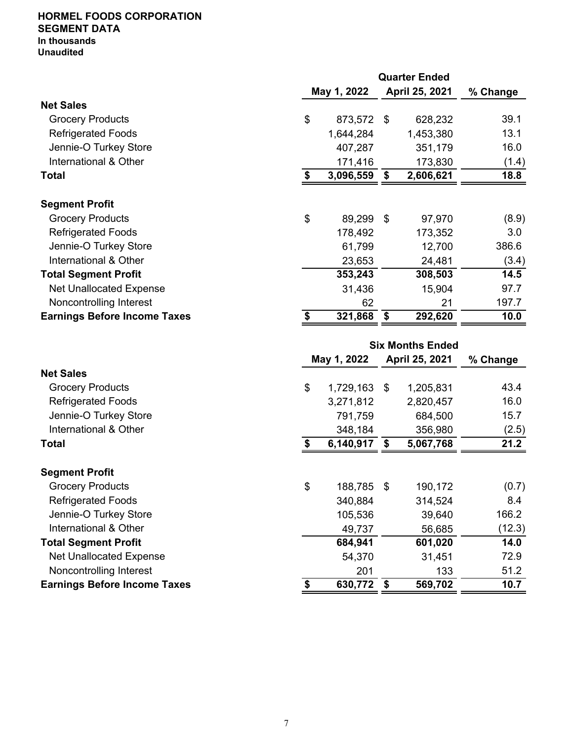**HORMEL FOODS CORPORATION**
**SEGMENT DATA**
**In thousands**
**Unaudited**

| | Quarter Ended | | |
|---|---|---|---|
| | May 1, 2022 | April 25, 2021 | % Change |
| **Net Sales** | | | |
| Grocery Products | $ 873,572 | $ 628,232 | 39.1 |
| Refrigerated Foods | 1,644,284 | 1,453,380 | 13.1 |
| Jennie-O Turkey Store | 407,287 | 351,179 | 16.0 |
| International & Other | 171,416 | 173,830 | (1.4) |
| **Total** | **$ 3,096,559** | **$ 2,606,621** | **18.8** |
| | | | |
| **Segment Profit** | | | |
| Grocery Products | $ 89,299 | $ 97,970 | (8.9) |
| Refrigerated Foods | 178,492 | 173,352 | 3.0 |
| Jennie-O Turkey Store | 61,799 | 12,700 | 386.6 |
| International & Other | 23,653 | 24,481 | (3.4) |
| **Total Segment Profit** | **353,243** | **308,503** | **14.5** |
| Net Unallocated Expense | 31,436 | 15,904 | 97.7 |
| Noncontrolling Interest | 62 | 21 | 197.7 |
| **Earnings Before Income Taxes** | **$ 321,868** | **$ 292,620** | **10.0** |

| | Six Months Ended | | |
|---|---|---|---|
| | May 1, 2022 | April 25, 2021 | % Change |
| **Net Sales** | | | |
| Grocery Products | $ 1,729,163 | $ 1,205,831 | 43.4 |
| Refrigerated Foods | 3,271,812 | 2,820,457 | 16.0 |
| Jennie-O Turkey Store | 791,759 | 684,500 | 15.7 |
| International & Other | 348,184 | 356,980 | (2.5) |
| **Total** | **$ 6,140,917** | **$ 5,067,768** | **21.2** |
| | | | |
| **Segment Profit** | | | |
| Grocery Products | $ 188,785 | $ 190,172 | (0.7) |
| Refrigerated Foods | 340,884 | 314,524 | 8.4 |
| Jennie-O Turkey Store | 105,536 | 39,640 | 166.2 |
| International & Other | 49,737 | 56,685 | (12.3) |
| **Total Segment Profit** | **684,941** | **601,020** | **14.0** |
| Net Unallocated Expense | 54,370 | 31,451 | 72.9 |
| Noncontrolling Interest | 201 | 133 | 51.2 |
| **Earnings Before Income Taxes** | **$ 630,772** | **$ 569,702** | **10.7** |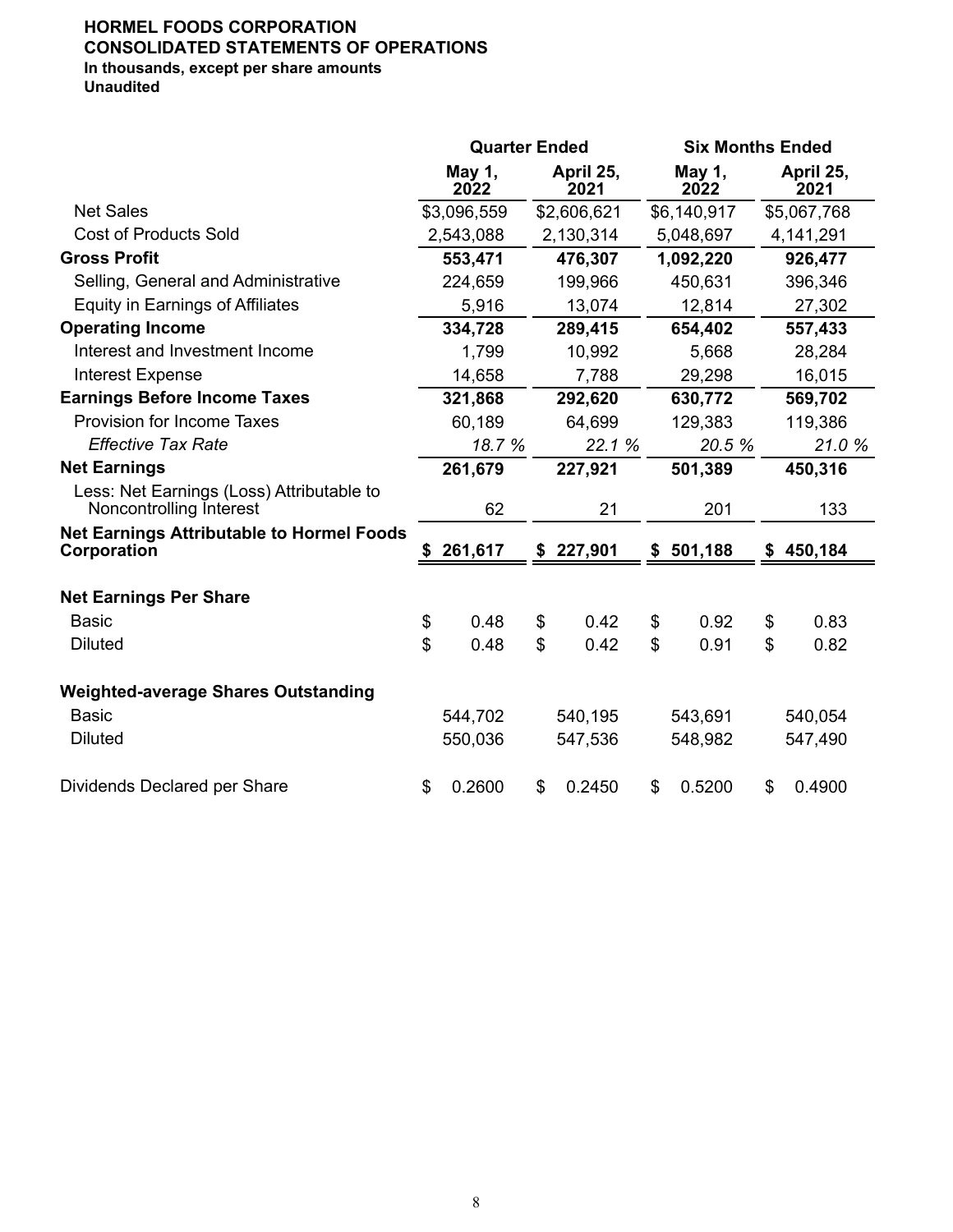**HORMEL FOODS CORPORATION**
**CONSOLIDATED STATEMENTS OF OPERATIONS**
**In thousands, except per share amounts**
**Unaudited**

| | Quarter Ended | | Six Months Ended | |
|---|---|---|---|---|
| | **May 1, 2022** | **April 25, 2021** | **May 1, 2022** | **April 25, 2021** |
| Net Sales | $3,096,559 | $2,606,621 | $6,140,917 | $5,067,768 |
| Cost of Products Sold | 2,543,088 | 2,130,314 | 5,048,697 | 4,141,291 |
| **Gross Profit** | **553,471** | **476,307** | **1,092,220** | **926,477** |
| Selling, General and Administrative | 224,659 | 199,966 | 450,631 | 396,346 |
| Equity in Earnings of Affiliates | 5,916 | 13,074 | 12,814 | 27,302 |
| **Operating Income** | **334,728** | **289,415** | **654,402** | **557,433** |
| Interest and Investment Income | 1,799 | 10,992 | 5,668 | 28,284 |
| Interest Expense | 14,658 | 7,788 | 29,298 | 16,015 |
| **Earnings Before Income Taxes** | **321,868** | **292,620** | **630,772** | **569,702** |
| Provision for Income Taxes | 60,189 | 64,699 | 129,383 | 119,386 |
| *Effective Tax Rate* | *18.7 %* | *22.1 %* | *20.5 %* | *21.0 %* |
| **Net Earnings** | **261,679** | **227,921** | **501,389** | **450,316** |
| Less: Net Earnings (Loss) Attributable to Noncontrolling Interest | 62 | 21 | 201 | 133 |
| **Net Earnings Attributable to Hormel Foods Corporation** | **$ 261,617** | **$ 227,901** | **$ 501,188** | **$ 450,184** |
| | | | | |
| **Net Earnings Per Share** | | | | |
| Basic | $ 0.48 | $ 0.42 | $ 0.92 | $ 0.83 |
| Diluted | $ 0.48 | $ 0.42 | $ 0.91 | $ 0.82 |
| | | | | |
| **Weighted-average Shares Outstanding** | | | | |
| Basic | 544,702 | 540,195 | 543,691 | 540,054 |
| Diluted | 550,036 | 547,536 | 548,982 | 547,490 |
| | | | | |
| Dividends Declared per Share | $ 0.2600 | $ 0.2450 | $ 0.5200 | $ 0.4900 |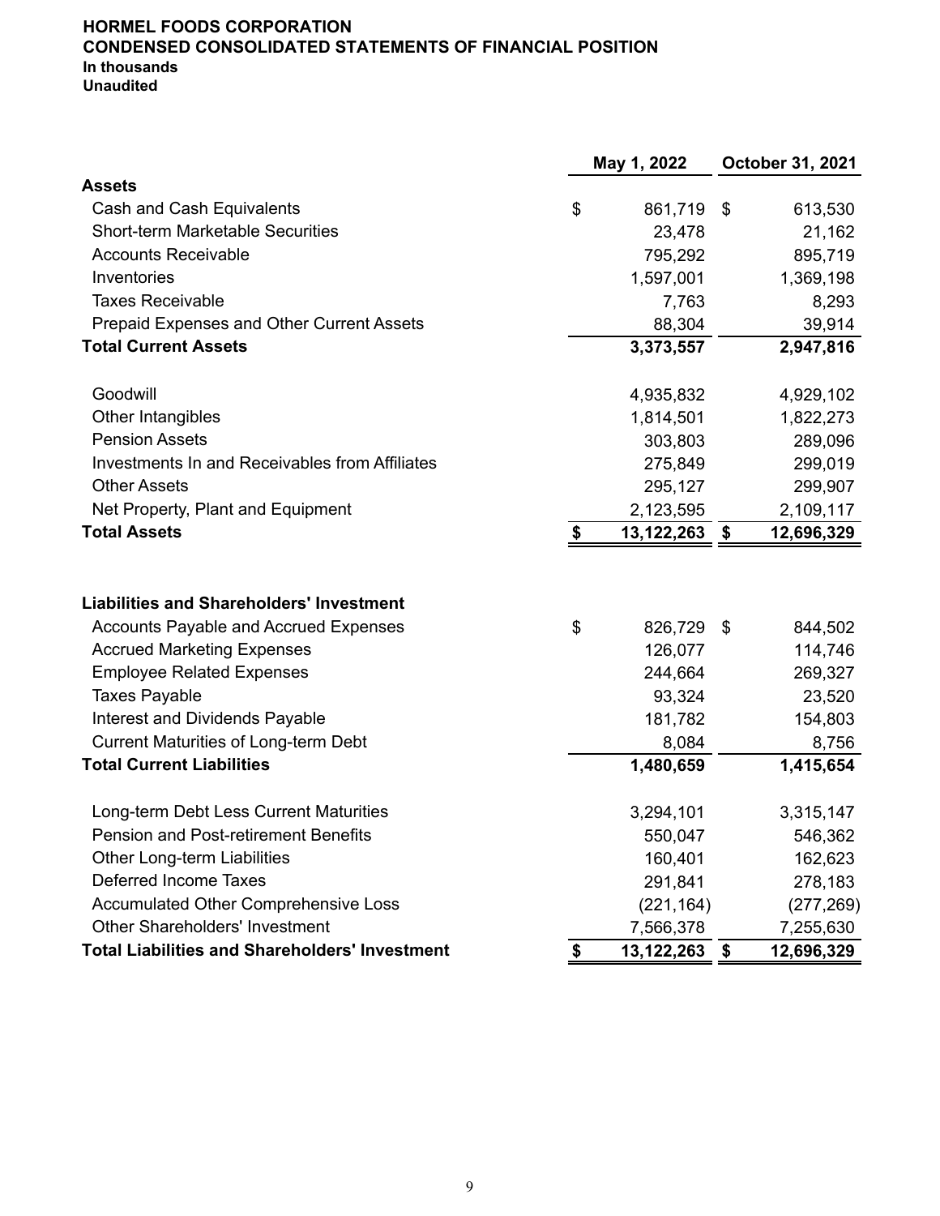**HORMEL FOODS CORPORATION**
**CONDENSED CONSOLIDATED STATEMENTS OF FINANCIAL POSITION**
**In thousands**
**Unaudited**

| | May 1, 2022 | October 31, 2021 |
|---|---|---|
| **Assets** | | |
| Cash and Cash Equivalents | $ 861,719 | $ 613,530 |
| Short-term Marketable Securities | 23,478 | 21,162 |
| Accounts Receivable | 795,292 | 895,719 |
| Inventories | 1,597,001 | 1,369,198 |
| Taxes Receivable | 7,763 | 8,293 |
| Prepaid Expenses and Other Current Assets | 88,304 | 39,914 |
| **Total Current Assets** | **3,373,557** | **2,947,816** |
| | | |
| Goodwill | 4,935,832 | 4,929,102 |
| Other Intangibles | 1,814,501 | 1,822,273 |
| Pension Assets | 303,803 | 289,096 |
| Investments In and Receivables from Affiliates | 275,849 | 299,019 |
| Other Assets | 295,127 | 299,907 |
| Net Property, Plant and Equipment | 2,123,595 | 2,109,117 |
| **Total Assets** | **$ 13,122,263** | **$ 12,696,329** |
| | | |
| **Liabilities and Shareholders' Investment** | | |
| Accounts Payable and Accrued Expenses | $ 826,729 | $ 844,502 |
| Accrued Marketing Expenses | 126,077 | 114,746 |
| Employee Related Expenses | 244,664 | 269,327 |
| Taxes Payable | 93,324 | 23,520 |
| Interest and Dividends Payable | 181,782 | 154,803 |
| Current Maturities of Long-term Debt | 8,084 | 8,756 |
| **Total Current Liabilities** | **1,480,659** | **1,415,654** |
| | | |
| Long-term Debt Less Current Maturities | 3,294,101 | 3,315,147 |
| Pension and Post-retirement Benefits | 550,047 | 546,362 |
| Other Long-term Liabilities | 160,401 | 162,623 |
| Deferred Income Taxes | 291,841 | 278,183 |
| Accumulated Other Comprehensive Loss | (221,164) | (277,269) |
| Other Shareholders' Investment | 7,566,378 | 7,255,630 |
| **Total Liabilities and Shareholders' Investment** | **$ 13,122,263** | **$ 12,696,329** |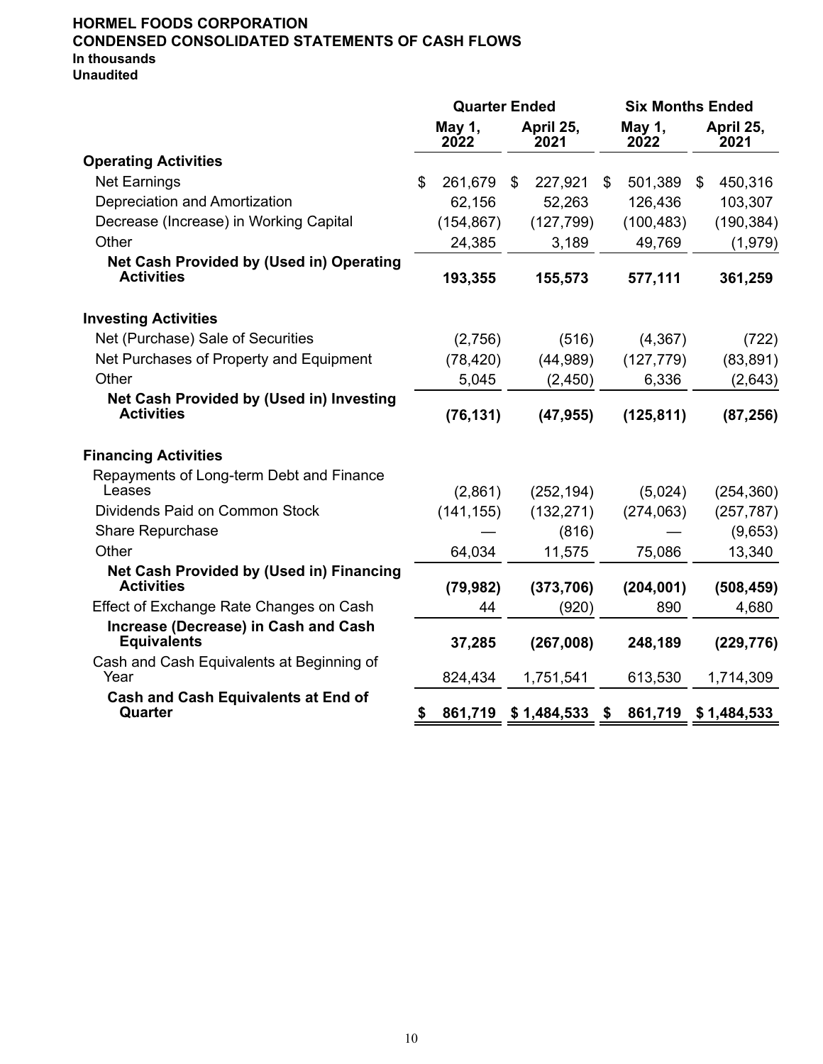**HORMEL FOODS CORPORATION**
**CONDENSED CONSOLIDATED STATEMENTS OF CASH FLOWS**
**In thousands**
**Unaudited**

| | Quarter Ended | | Six Months Ended | |
|---|---|---|---|---|
| | May 1, 2022 | April 25, 2021 | May 1, 2022 | April 25, 2021 |
| **Operating Activities** | | | | |
| Net Earnings | $ 261,679 | $ 227,921 | $ 501,389 | $ 450,316 |
| Depreciation and Amortization | 62,156 | 52,263 | 126,436 | 103,307 |
| Decrease (Increase) in Working Capital | (154,867) | (127,799) | (100,483) | (190,384) |
| Other | 24,385 | 3,189 | 49,769 | (1,979) |
| **Net Cash Provided by (Used in) Operating Activities** | **193,355** | **155,573** | **577,111** | **361,259** |
| **Investing Activities** | | | | |
| Net (Purchase) Sale of Securities | (2,756) | (516) | (4,367) | (722) |
| Net Purchases of Property and Equipment | (78,420) | (44,989) | (127,779) | (83,891) |
| Other | 5,045 | (2,450) | 6,336 | (2,643) |
| **Net Cash Provided by (Used in) Investing Activities** | **(76,131)** | **(47,955)** | **(125,811)** | **(87,256)** |
| **Financing Activities** | | | | |
| Repayments of Long-term Debt and Finance Leases | (2,861) | (252,194) | (5,024) | (254,360) |
| Dividends Paid on Common Stock | (141,155) | (132,271) | (274,063) | (257,787) |
| Share Repurchase | — | (816) | — | (9,653) |
| Other | 64,034 | 11,575 | 75,086 | 13,340 |
| **Net Cash Provided by (Used in) Financing Activities** | **(79,982)** | **(373,706)** | **(204,001)** | **(508,459)** |
| Effect of Exchange Rate Changes on Cash | 44 | (920) | 890 | 4,680 |
| **Increase (Decrease) in Cash and Cash Equivalents** | **37,285** | **(267,008)** | **248,189** | **(229,776)** |
| Cash and Cash Equivalents at Beginning of Year | 824,434 | 1,751,541 | 613,530 | 1,714,309 |
| **Cash and Cash Equivalents at End of Quarter** | **$ 861,719** | **$ 1,484,533** | **$ 861,719** | **$ 1,484,533** |